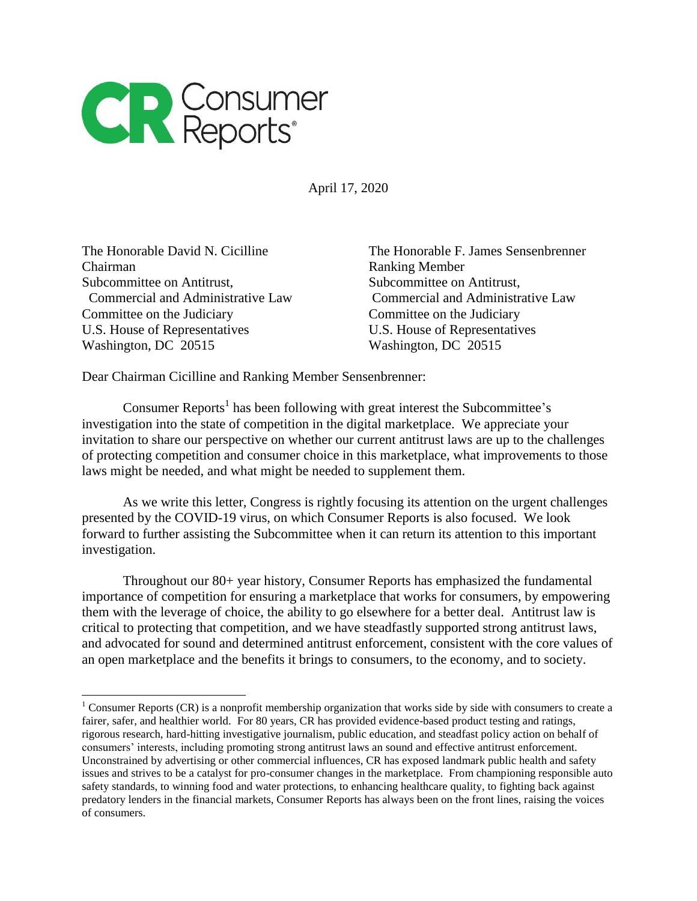April 17, 2020

The Honorable David N. Cicilline
Chairman
Subcommittee on Antitrust,
Commercial and Administrative Law
Committee on the Judiciary
U.S. House of Representatives
Washington, DC 20515

The Honorable F. James Sensenbrenner
Ranking Member
Subcommittee on Antitrust,
Commercial and Administrative Law
Committee on the Judiciary
U.S. House of Representatives
Washington, DC 20515

Dear Chairman Cicilline and Ranking Member Sensenbrenner:

Consumer Reports[1] has been following with great interest the Subcommittee's investigation into the state of competition in the digital marketplace. We appreciate your invitation to share our perspective on whether our current antitrust laws are up to the challenges of protecting competition and consumer choice in this marketplace, what improvements to those laws might be needed, and what might be needed to supplement them.

As we write this letter, Congress is rightly focusing its attention on the urgent challenges presented by the COVID-19 virus, on which Consumer Reports is also focused. We look forward to further assisting the Subcommittee when it can return its attention to this important investigation.

Throughout our 80+ year history, Consumer Reports has emphasized the fundamental importance of competition for ensuring a marketplace that works for consumers, by empowering them with the leverage of choice, the ability to go elsewhere for a better deal. Antitrust law is critical to protecting that competition, and we have steadfastly supported strong antitrust laws, and advocated for sound and determined antitrust enforcement, consistent with the core values of an open marketplace and the benefits it brings to consumers, to the economy, and to society.

[1] Consumer Reports (CR) is a nonprofit membership organization that works side by side with consumers to create a fairer, safer, and healthier world. For 80 years, CR has provided evidence-based product testing and ratings, rigorous research, hard-hitting investigative journalism, public education, and steadfast policy action on behalf of consumers' interests, including promoting strong antitrust laws an sound and effective antitrust enforcement. Unconstrained by advertising or other commercial influences, CR has exposed landmark public health and safety issues and strives to be a catalyst for pro-consumer changes in the marketplace. From championing responsible auto safety standards, to winning food and water protections, to enhancing healthcare quality, to fighting back against predatory lenders in the financial markets, Consumer Reports has always been on the front lines, raising the voices of consumers.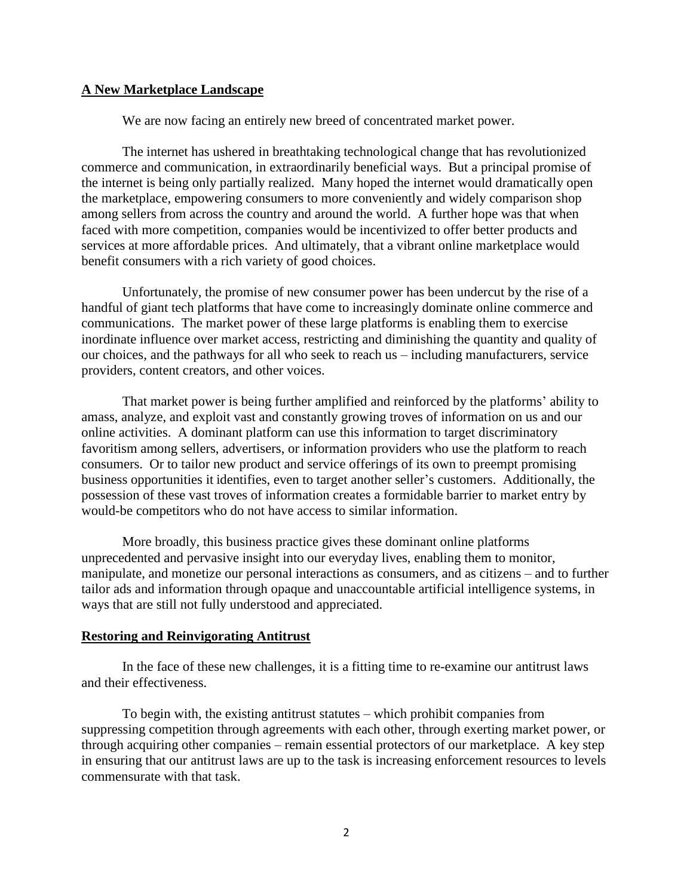## A New Marketplace Landscape

We are now facing an entirely new breed of concentrated market power.

The internet has ushered in breathtaking technological change that has revolutionized commerce and communication, in extraordinarily beneficial ways. But a principal promise of the internet is being only partially realized. Many hoped the internet would dramatically open the marketplace, empowering consumers to more conveniently and widely comparison shop among sellers from across the country and around the world. A further hope was that when faced with more competition, companies would be incentivized to offer better products and services at more affordable prices. And ultimately, that a vibrant online marketplace would benefit consumers with a rich variety of good choices.

Unfortunately, the promise of new consumer power has been undercut by the rise of a handful of giant tech platforms that have come to increasingly dominate online commerce and communications. The market power of these large platforms is enabling them to exercise inordinate influence over market access, restricting and diminishing the quantity and quality of our choices, and the pathways for all who seek to reach us – including manufacturers, service providers, content creators, and other voices.

That market power is being further amplified and reinforced by the platforms' ability to amass, analyze, and exploit vast and constantly growing troves of information on us and our online activities. A dominant platform can use this information to target discriminatory favoritism among sellers, advertisers, or information providers who use the platform to reach consumers. Or to tailor new product and service offerings of its own to preempt promising business opportunities it identifies, even to target another seller's customers. Additionally, the possession of these vast troves of information creates a formidable barrier to market entry by would-be competitors who do not have access to similar information.

More broadly, this business practice gives these dominant online platforms unprecedented and pervasive insight into our everyday lives, enabling them to monitor, manipulate, and monetize our personal interactions as consumers, and as citizens – and to further tailor ads and information through opaque and unaccountable artificial intelligence systems, in ways that are still not fully understood and appreciated.

## Restoring and Reinvigorating Antitrust

In the face of these new challenges, it is a fitting time to re-examine our antitrust laws and their effectiveness.

To begin with, the existing antitrust statutes – which prohibit companies from suppressing competition through agreements with each other, through exerting market power, or through acquiring other companies – remain essential protectors of our marketplace. A key step in ensuring that our antitrust laws are up to the task is increasing enforcement resources to levels commensurate with that task.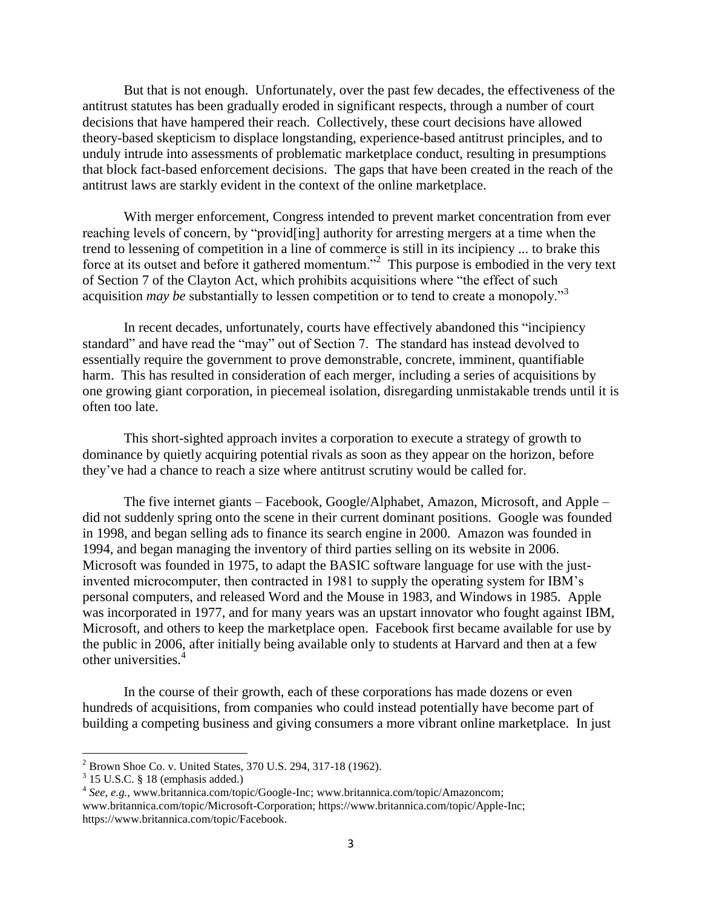But that is not enough. Unfortunately, over the past few decades, the effectiveness of the antitrust statutes has been gradually eroded in significant respects, through a number of court decisions that have hampered their reach. Collectively, these court decisions have allowed theory-based skepticism to displace longstanding, experience-based antitrust principles, and to unduly intrude into assessments of problematic marketplace conduct, resulting in presumptions that block fact-based enforcement decisions. The gaps that have been created in the reach of the antitrust laws are starkly evident in the context of the online marketplace.

With merger enforcement, Congress intended to prevent market concentration from ever reaching levels of concern, by "provid[ing] authority for arresting mergers at a time when the trend to lessening of competition in a line of commerce is still in its incipiency ... to brake this force at its outset and before it gathered momentum."[2] This purpose is embodied in the very text of Section 7 of the Clayton Act, which prohibits acquisitions where "the effect of such acquisition *may be* substantially to lessen competition or to tend to create a monopoly."[3]

In recent decades, unfortunately, courts have effectively abandoned this "incipiency standard" and have read the "may" out of Section 7. The standard has instead devolved to essentially require the government to prove demonstrable, concrete, imminent, quantifiable harm. This has resulted in consideration of each merger, including a series of acquisitions by one growing giant corporation, in piecemeal isolation, disregarding unmistakable trends until it is often too late.

This short-sighted approach invites a corporation to execute a strategy of growth to dominance by quietly acquiring potential rivals as soon as they appear on the horizon, before they've had a chance to reach a size where antitrust scrutiny would be called for.

The five internet giants – Facebook, Google/Alphabet, Amazon, Microsoft, and Apple – did not suddenly spring onto the scene in their current dominant positions. Google was founded in 1998, and began selling ads to finance its search engine in 2000. Amazon was founded in 1994, and began managing the inventory of third parties selling on its website in 2006. Microsoft was founded in 1975, to adapt the BASIC software language for use with the just-invented microcomputer, then contracted in 1981 to supply the operating system for IBM's personal computers, and released Word and the Mouse in 1983, and Windows in 1985. Apple was incorporated in 1977, and for many years was an upstart innovator who fought against IBM, Microsoft, and others to keep the marketplace open. Facebook first became available for use by the public in 2006, after initially being available only to students at Harvard and then at a few other universities.[4]

In the course of their growth, each of these corporations has made dozens or even hundreds of acquisitions, from companies who could instead potentially have become part of building a competing business and giving consumers a more vibrant online marketplace. In just

---

[2] Brown Shoe Co. v. United States, 370 U.S. 294, 317-18 (1962).

[3] 15 U.S.C. § 18 (emphasis added.)

[4] *See, e.g.*, www.britannica.com/topic/Google-Inc; www.britannica.com/topic/Amazoncom; www.britannica.com/topic/Microsoft-Corporation; https://www.britannica.com/topic/Apple-Inc; https://www.britannica.com/topic/Facebook.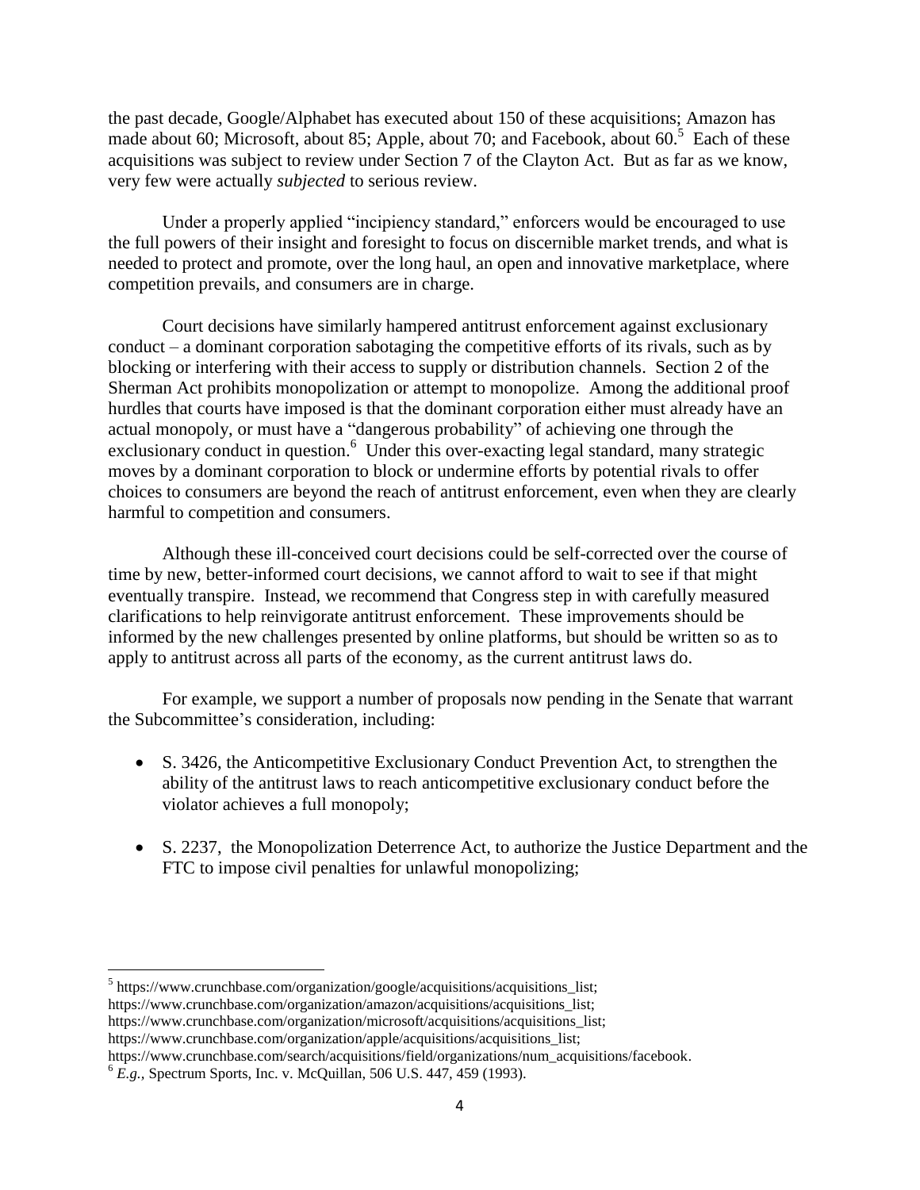the past decade, Google/Alphabet has executed about 150 of these acquisitions; Amazon has made about 60; Microsoft, about 85; Apple, about 70; and Facebook, about 60.[5] Each of these acquisitions was subject to review under Section 7 of the Clayton Act. But as far as we know, very few were actually *subjected* to serious review.

Under a properly applied "incipiency standard," enforcers would be encouraged to use the full powers of their insight and foresight to focus on discernible market trends, and what is needed to protect and promote, over the long haul, an open and innovative marketplace, where competition prevails, and consumers are in charge.

Court decisions have similarly hampered antitrust enforcement against exclusionary conduct – a dominant corporation sabotaging the competitive efforts of its rivals, such as by blocking or interfering with their access to supply or distribution channels. Section 2 of the Sherman Act prohibits monopolization or attempt to monopolize. Among the additional proof hurdles that courts have imposed is that the dominant corporation either must already have an actual monopoly, or must have a "dangerous probability" of achieving one through the exclusionary conduct in question.[6] Under this over-exacting legal standard, many strategic moves by a dominant corporation to block or undermine efforts by potential rivals to offer choices to consumers are beyond the reach of antitrust enforcement, even when they are clearly harmful to competition and consumers.

Although these ill-conceived court decisions could be self-corrected over the course of time by new, better-informed court decisions, we cannot afford to wait to see if that might eventually transpire. Instead, we recommend that Congress step in with carefully measured clarifications to help reinvigorate antitrust enforcement. These improvements should be informed by the new challenges presented by online platforms, but should be written so as to apply to antitrust across all parts of the economy, as the current antitrust laws do.

For example, we support a number of proposals now pending in the Senate that warrant the Subcommittee's consideration, including:

- S. 3426, the Anticompetitive Exclusionary Conduct Prevention Act, to strengthen the ability of the antitrust laws to reach anticompetitive exclusionary conduct before the violator achieves a full monopoly;
- S. 2237, the Monopolization Deterrence Act, to authorize the Justice Department and the FTC to impose civil penalties for unlawful monopolizing;

---

[5] https://www.crunchbase.com/organization/google/acquisitions/acquisitions_list;
https://www.crunchbase.com/organization/amazon/acquisitions/acquisitions_list;
https://www.crunchbase.com/organization/microsoft/acquisitions/acquisitions_list;
https://www.crunchbase.com/organization/apple/acquisitions/acquisitions_list;
https://www.crunchbase.com/search/acquisitions/field/organizations/num_acquisitions/facebook.

[6] *E.g.*, Spectrum Sports, Inc. v. McQuillan, 506 U.S. 447, 459 (1993).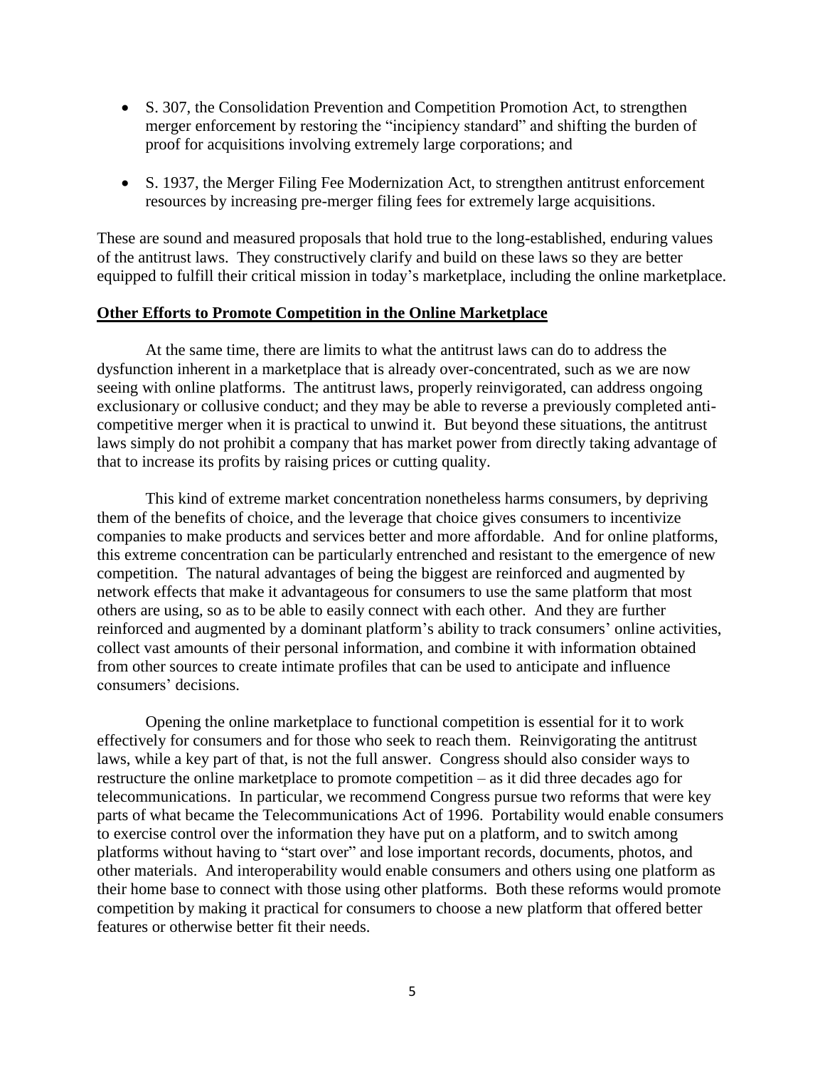- S. 307, the Consolidation Prevention and Competition Promotion Act, to strengthen merger enforcement by restoring the "incipiency standard" and shifting the burden of proof for acquisitions involving extremely large corporations; and
- S. 1937, the Merger Filing Fee Modernization Act, to strengthen antitrust enforcement resources by increasing pre-merger filing fees for extremely large acquisitions.

These are sound and measured proposals that hold true to the long-established, enduring values of the antitrust laws. They constructively clarify and build on these laws so they are better equipped to fulfill their critical mission in today's marketplace, including the online marketplace.

## Other Efforts to Promote Competition in the Online Marketplace

At the same time, there are limits to what the antitrust laws can do to address the dysfunction inherent in a marketplace that is already over-concentrated, such as we are now seeing with online platforms. The antitrust laws, properly reinvigorated, can address ongoing exclusionary or collusive conduct; and they may be able to reverse a previously completed anti-competitive merger when it is practical to unwind it. But beyond these situations, the antitrust laws simply do not prohibit a company that has market power from directly taking advantage of that to increase its profits by raising prices or cutting quality.

This kind of extreme market concentration nonetheless harms consumers, by depriving them of the benefits of choice, and the leverage that choice gives consumers to incentivize companies to make products and services better and more affordable. And for online platforms, this extreme concentration can be particularly entrenched and resistant to the emergence of new competition. The natural advantages of being the biggest are reinforced and augmented by network effects that make it advantageous for consumers to use the same platform that most others are using, so as to be able to easily connect with each other. And they are further reinforced and augmented by a dominant platform's ability to track consumers' online activities, collect vast amounts of their personal information, and combine it with information obtained from other sources to create intimate profiles that can be used to anticipate and influence consumers' decisions.

Opening the online marketplace to functional competition is essential for it to work effectively for consumers and for those who seek to reach them. Reinvigorating the antitrust laws, while a key part of that, is not the full answer. Congress should also consider ways to restructure the online marketplace to promote competition – as it did three decades ago for telecommunications. In particular, we recommend Congress pursue two reforms that were key parts of what became the Telecommunications Act of 1996. Portability would enable consumers to exercise control over the information they have put on a platform, and to switch among platforms without having to "start over" and lose important records, documents, photos, and other materials. And interoperability would enable consumers and others using one platform as their home base to connect with those using other platforms. Both these reforms would promote competition by making it practical for consumers to choose a new platform that offered better features or otherwise better fit their needs.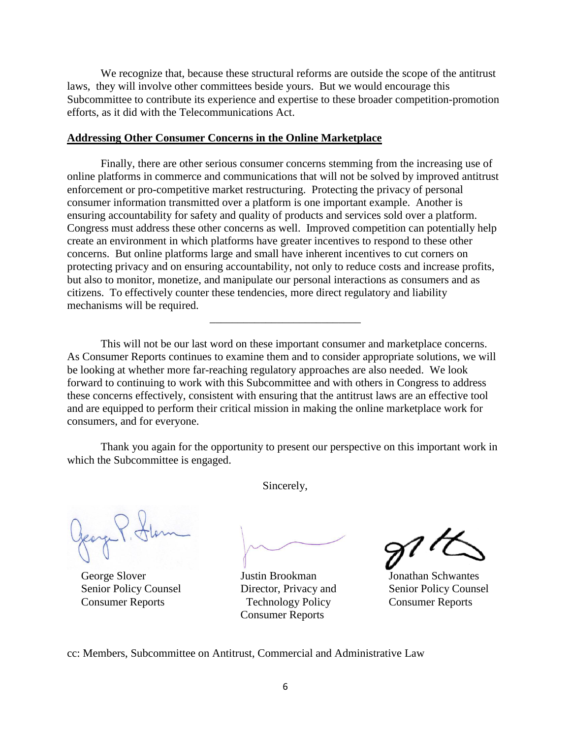We recognize that, because these structural reforms are outside the scope of the antitrust laws, they will involve other committees beside yours. But we would encourage this Subcommittee to contribute its experience and expertise to these broader competition-promotion efforts, as it did with the Telecommunications Act.

**Addressing Other Consumer Concerns in the Online Marketplace**

Finally, there are other serious consumer concerns stemming from the increasing use of online platforms in commerce and communications that will not be solved by improved antitrust enforcement or pro-competitive market restructuring. Protecting the privacy of personal consumer information transmitted over a platform is one important example. Another is ensuring accountability for safety and quality of products and services sold over a platform. Congress must address these other concerns as well. Improved competition can potentially help create an environment in which platforms have greater incentives to respond to these other concerns. But online platforms large and small have inherent incentives to cut corners on protecting privacy and on ensuring accountability, not only to reduce costs and increase profits, but also to monitor, monetize, and manipulate our personal interactions as consumers and as citizens. To effectively counter these tendencies, more direct regulatory and liability mechanisms will be required.

---

This will not be our last word on these important consumer and marketplace concerns. As Consumer Reports continues to examine them and to consider appropriate solutions, we will be looking at whether more far-reaching regulatory approaches are also needed. We look forward to continuing to work with this Subcommittee and with others in Congress to address these concerns effectively, consistent with ensuring that the antitrust laws are an effective tool and are equipped to perform their critical mission in making the online marketplace work for consumers, and for everyone.

Thank you again for the opportunity to present our perspective on this important work in which the Subcommittee is engaged.

Sincerely,

George Slover
Senior Policy Counsel
Consumer Reports

Justin Brookman
Director, Privacy and Technology Policy
Consumer Reports

Jonathan Schwantes
Senior Policy Counsel
Consumer Reports

cc: Members, Subcommittee on Antitrust, Commercial and Administrative Law